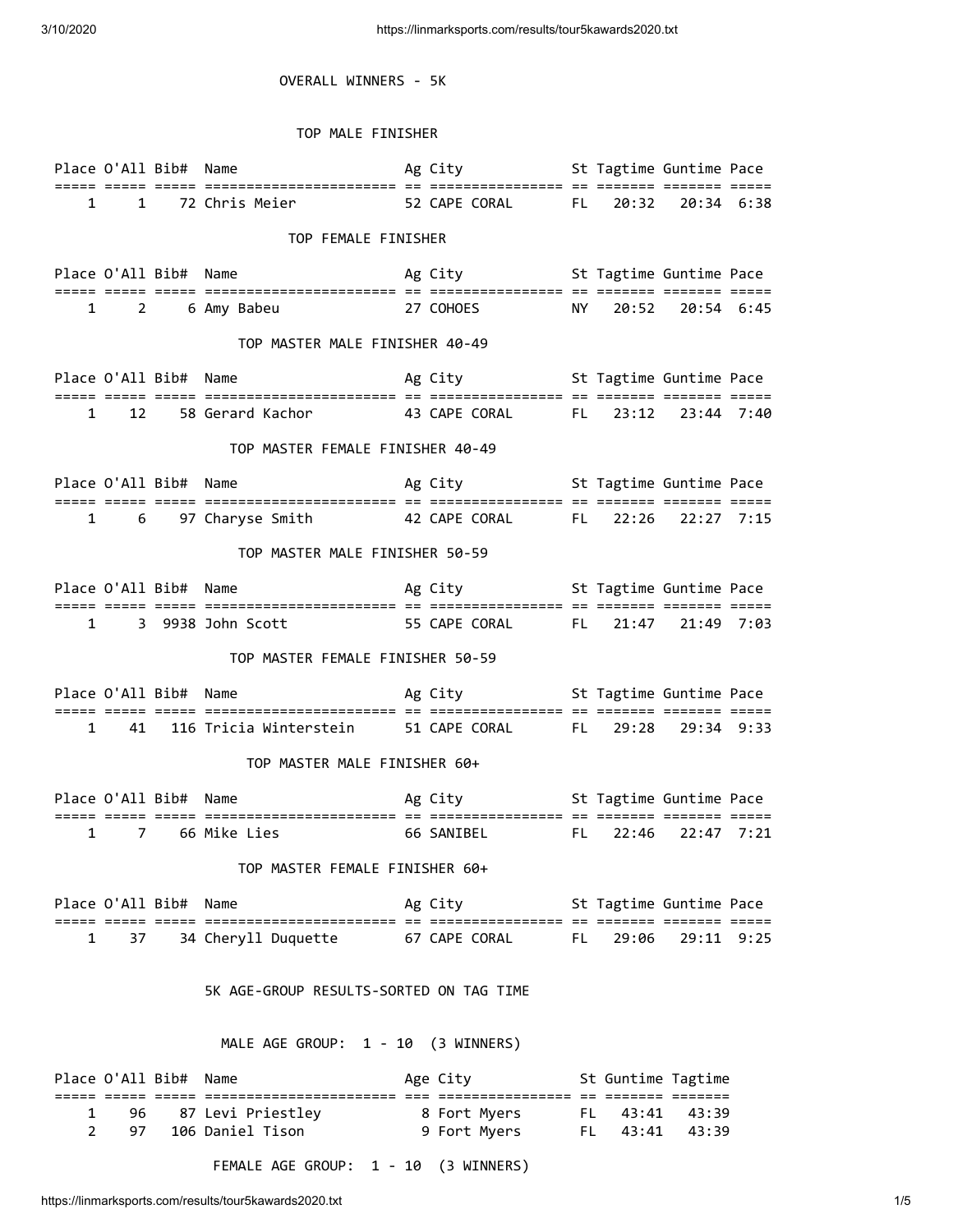# OVERALL WINNERS - 5K

## TOP MALE FINISHER

| Place | O'All | Bib# | Name | Ag | City | St | Tagtime | Guntime | Pace |
|---|---|---|---|---|---|---|---|---|---|
| 1 | 1 | 72 | Chris Meier | 52 | CAPE CORAL | FL | 20:32 | 20:34 | 6:38 |

## TOP FEMALE FINISHER

| Place | O'All | Bib# | Name | Ag | City | St | Tagtime | Guntime | Pace |
|---|---|---|---|---|---|---|---|---|---|
| 1 | 2 | 6 | Amy Babeu | 27 | COHOES | NY | 20:52 | 20:54 | 6:45 |

## TOP MASTER MALE FINISHER 40-49

| Place | O'All | Bib# | Name | Ag | City | St | Tagtime | Guntime | Pace |
|---|---|---|---|---|---|---|---|---|---|
| 1 | 12 | 58 | Gerard Kachor | 43 | CAPE CORAL | FL | 23:12 | 23:44 | 7:40 |

## TOP MASTER FEMALE FINISHER 40-49

| Place | O'All | Bib# | Name | Ag | City | St | Tagtime | Guntime | Pace |
|---|---|---|---|---|---|---|---|---|---|
| 1 | 6 | 97 | Charyse Smith | 42 | CAPE CORAL | FL | 22:26 | 22:27 | 7:15 |

## TOP MASTER MALE FINISHER 50-59

| Place | O'All | Bib# | Name | Ag | City | St | Tagtime | Guntime | Pace |
|---|---|---|---|---|---|---|---|---|---|
| 1 | 3 | 9938 | John Scott | 55 | CAPE CORAL | FL | 21:47 | 21:49 | 7:03 |

## TOP MASTER FEMALE FINISHER 50-59

| Place | O'All | Bib# | Name | Ag | City | St | Tagtime | Guntime | Pace |
|---|---|---|---|---|---|---|---|---|---|
| 1 | 41 | 116 | Tricia Winterstein | 51 | CAPE CORAL | FL | 29:28 | 29:34 | 9:33 |

## TOP MASTER MALE FINISHER 60+

| Place | O'All | Bib# | Name | Ag | City | St | Tagtime | Guntime | Pace |
|---|---|---|---|---|---|---|---|---|---|
| 1 | 7 | 66 | Mike Lies | 66 | SANIBEL | FL | 22:46 | 22:47 | 7:21 |

## TOP MASTER FEMALE FINISHER 60+

| Place | O'All | Bib# | Name | Ag | City | St | Tagtime | Guntime | Pace |
|---|---|---|---|---|---|---|---|---|---|
| 1 | 37 | 34 | Cheryll Duquette | 67 | CAPE CORAL | FL | 29:06 | 29:11 | 9:25 |

# 5K AGE-GROUP RESULTS-SORTED ON TAG TIME

## MALE AGE GROUP: 1 - 10 (3 WINNERS)

| Place | O'All | Bib# | Name | Age | City | St | Guntime | Tagtime |
|---|---|---|---|---|---|---|---|---|
| 1 | 96 | 87 | Levi Priestley | 8 | Fort Myers | FL | 43:41 | 43:39 |
| 2 | 97 | 106 | Daniel Tison | 9 | Fort Myers | FL | 43:41 | 43:39 |

## FEMALE AGE GROUP: 1 - 10 (3 WINNERS)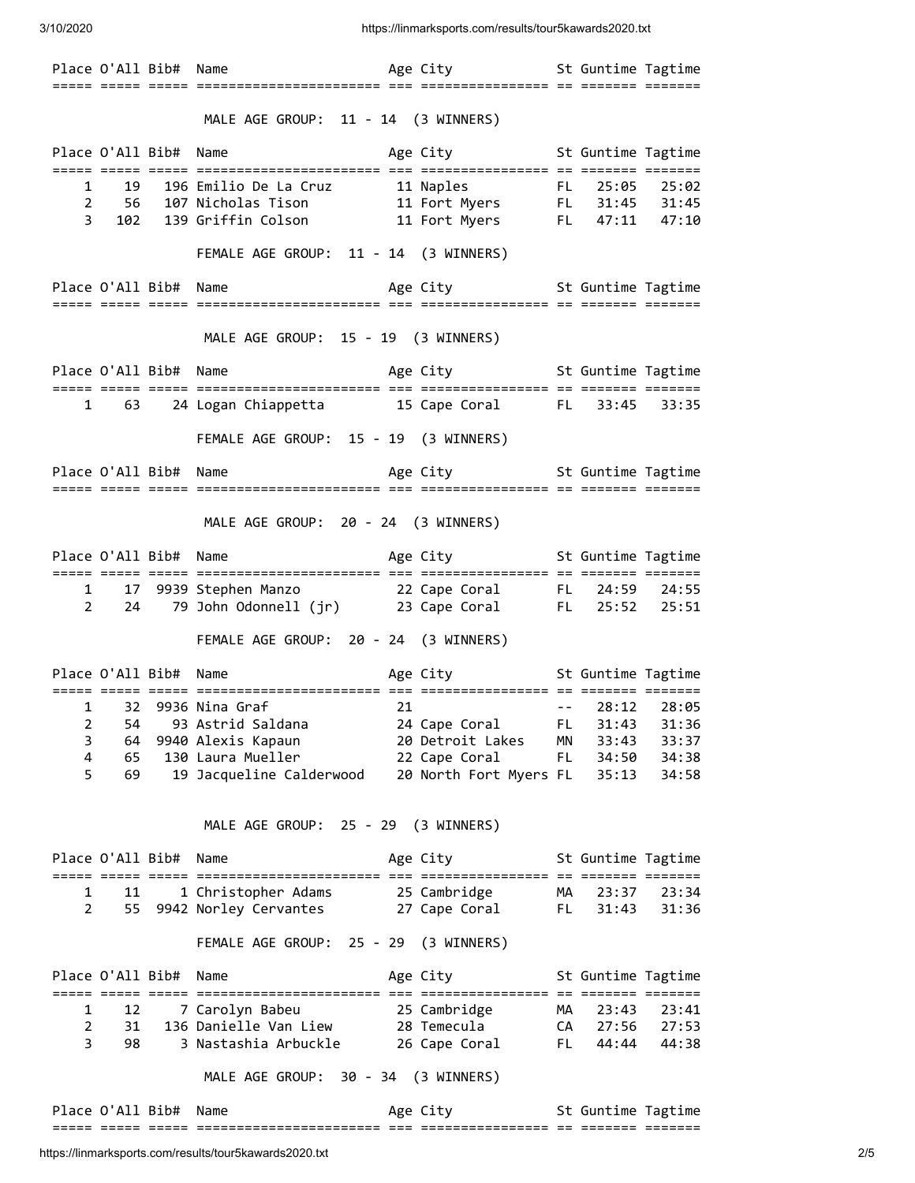| Place | O'All | Bib# | Name | Age | City | St | Guntime | Tagtime |
|---|---|---|---|---|---|---|---|---|

### MALE AGE GROUP: 11 - 14 (3 WINNERS)

| Place | O'All | Bib# | Name | Age | City | St | Guntime | Tagtime |
|---|---|---|---|---|---|---|---|---|
| 1 | 19 | 196 | Emilio De La Cruz | 11 | Naples | FL | 25:05 | 25:02 |
| 2 | 56 | 107 | Nicholas Tison | 11 | Fort Myers | FL | 31:45 | 31:45 |
| 3 | 102 | 139 | Griffin Colson | 11 | Fort Myers | FL | 47:11 | 47:10 |

### FEMALE AGE GROUP: 11 - 14 (3 WINNERS)

| Place | O'All | Bib# | Name | Age | City | St | Guntime | Tagtime |
|---|---|---|---|---|---|---|---|---|

### MALE AGE GROUP: 15 - 19 (3 WINNERS)

| Place | O'All | Bib# | Name | Age | City | St | Guntime | Tagtime |
|---|---|---|---|---|---|---|---|---|
| 1 | 63 | 24 | Logan Chiappetta | 15 | Cape Coral | FL | 33:45 | 33:35 |

### FEMALE AGE GROUP: 15 - 19 (3 WINNERS)

| Place | O'All | Bib# | Name | Age | City | St | Guntime | Tagtime |
|---|---|---|---|---|---|---|---|---|

### MALE AGE GROUP: 20 - 24 (3 WINNERS)

| Place | O'All | Bib# | Name | Age | City | St | Guntime | Tagtime |
|---|---|---|---|---|---|---|---|---|
| 1 | 17 | 9939 | Stephen Manzo | 22 | Cape Coral | FL | 24:59 | 24:55 |
| 2 | 24 | 79 | John Odonnell (jr) | 23 | Cape Coral | FL | 25:52 | 25:51 |

### FEMALE AGE GROUP: 20 - 24 (3 WINNERS)

| Place | O'All | Bib# | Name | Age | City | St | Guntime | Tagtime |
|---|---|---|---|---|---|---|---|---|
| 1 | 32 | 9936 | Nina Graf | 21 | | -- | 28:12 | 28:05 |
| 2 | 54 | 93 | Astrid Saldana | 24 | Cape Coral | FL | 31:43 | 31:36 |
| 3 | 64 | 9940 | Alexis Kapaun | 20 | Detroit Lakes | MN | 33:43 | 33:37 |
| 4 | 65 | 130 | Laura Mueller | 22 | Cape Coral | FL | 34:50 | 34:38 |
| 5 | 69 | 19 | Jacqueline Calderwood | 20 | North Fort Myers | FL | 35:13 | 34:58 |

### MALE AGE GROUP: 25 - 29 (3 WINNERS)

| Place | O'All | Bib# | Name | Age | City | St | Guntime | Tagtime |
|---|---|---|---|---|---|---|---|---|
| 1 | 11 | 1 | Christopher Adams | 25 | Cambridge | MA | 23:37 | 23:34 |
| 2 | 55 | 9942 | Norley Cervantes | 27 | Cape Coral | FL | 31:43 | 31:36 |

### FEMALE AGE GROUP: 25 - 29 (3 WINNERS)

| Place | O'All | Bib# | Name | Age | City | St | Guntime | Tagtime |
|---|---|---|---|---|---|---|---|---|
| 1 | 12 | 7 | Carolyn Babeu | 25 | Cambridge | MA | 23:43 | 23:41 |
| 2 | 31 | 136 | Danielle Van Liew | 28 | Temecula | CA | 27:56 | 27:53 |
| 3 | 98 | 3 | Nastashia Arbuckle | 26 | Cape Coral | FL | 44:44 | 44:38 |

### MALE AGE GROUP: 30 - 34 (3 WINNERS)

| Place | O'All | Bib# | Name | Age | City | St | Guntime | Tagtime |
|---|---|---|---|---|---|---|---|---|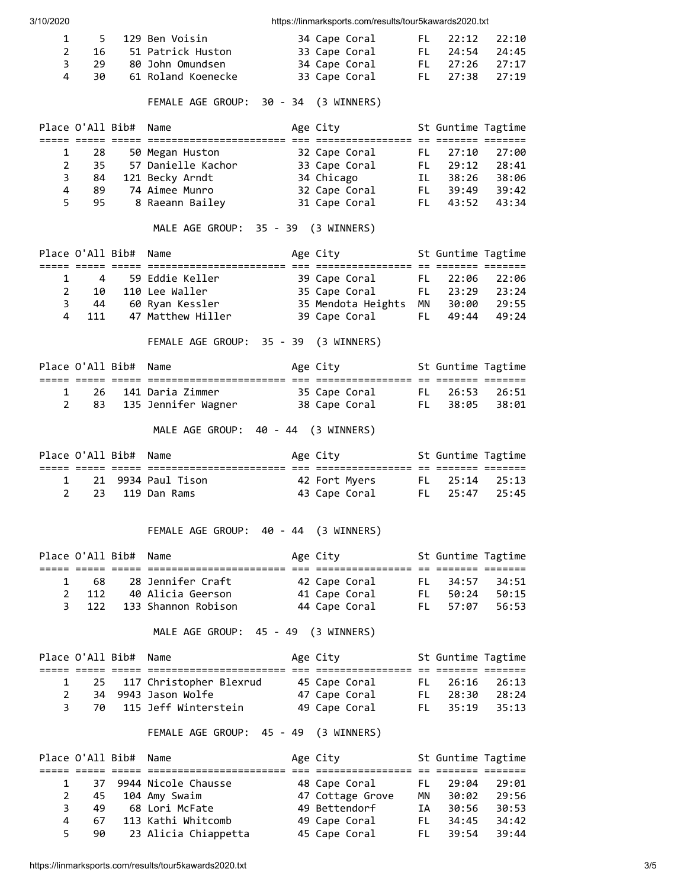| Place | O'All | Bib# | Name | Age | City | St | Guntime | Tagtime |
|---|---|---|---|---|---|---|---|---|
| 1 | 5 | 129 | Ben Voisin | 34 | Cape Coral | FL | 22:12 | 22:10 |
| 2 | 16 | 51 | Patrick Huston | 33 | Cape Coral | FL | 24:54 | 24:45 |
| 3 | 29 | 80 | John Omundsen | 34 | Cape Coral | FL | 27:26 | 27:17 |
| 4 | 30 | 61 | Roland Koenecke | 33 | Cape Coral | FL | 27:38 | 27:19 |

FEMALE AGE GROUP: 30 - 34 (3 WINNERS)

| Place | O'All | Bib# | Name | Age | City | St | Guntime | Tagtime |
|---|---|---|---|---|---|---|---|---|
| 1 | 28 | 50 | Megan Huston | 32 | Cape Coral | FL | 27:10 | 27:00 |
| 2 | 35 | 57 | Danielle Kachor | 33 | Cape Coral | FL | 29:12 | 28:41 |
| 3 | 84 | 121 | Becky Arndt | 34 | Chicago | IL | 38:26 | 38:06 |
| 4 | 89 | 74 | Aimee Munro | 32 | Cape Coral | FL | 39:49 | 39:42 |
| 5 | 95 | 8 | Raeann Bailey | 31 | Cape Coral | FL | 43:52 | 43:34 |

MALE AGE GROUP: 35 - 39 (3 WINNERS)

| Place | O'All | Bib# | Name | Age | City | St | Guntime | Tagtime |
|---|---|---|---|---|---|---|---|---|
| 1 | 4 | 59 | Eddie Keller | 39 | Cape Coral | FL | 22:06 | 22:06 |
| 2 | 10 | 110 | Lee Waller | 35 | Cape Coral | FL | 23:29 | 23:24 |
| 3 | 44 | 60 | Ryan Kessler | 35 | Mendota Heights | MN | 30:00 | 29:55 |
| 4 | 111 | 47 | Matthew Hiller | 39 | Cape Coral | FL | 49:44 | 49:24 |

FEMALE AGE GROUP: 35 - 39 (3 WINNERS)

| Place | O'All | Bib# | Name | Age | City | St | Guntime | Tagtime |
|---|---|---|---|---|---|---|---|---|
| 1 | 26 | 141 | Daria Zimmer | 35 | Cape Coral | FL | 26:53 | 26:51 |
| 2 | 83 | 135 | Jennifer Wagner | 38 | Cape Coral | FL | 38:05 | 38:01 |

MALE AGE GROUP: 40 - 44 (3 WINNERS)

| Place | O'All | Bib# | Name | Age | City | St | Guntime | Tagtime |
|---|---|---|---|---|---|---|---|---|
| 1 | 21 | 9934 | Paul Tison | 42 | Fort Myers | FL | 25:14 | 25:13 |
| 2 | 23 | 119 | Dan Rams | 43 | Cape Coral | FL | 25:47 | 25:45 |

FEMALE AGE GROUP: 40 - 44 (3 WINNERS)

| Place | O'All | Bib# | Name | Age | City | St | Guntime | Tagtime |
|---|---|---|---|---|---|---|---|---|
| 1 | 68 | 28 | Jennifer Craft | 42 | Cape Coral | FL | 34:57 | 34:51 |
| 2 | 112 | 40 | Alicia Geerson | 41 | Cape Coral | FL | 50:24 | 50:15 |
| 3 | 122 | 133 | Shannon Robison | 44 | Cape Coral | FL | 57:07 | 56:53 |

MALE AGE GROUP: 45 - 49 (3 WINNERS)

| Place | O'All | Bib# | Name | Age | City | St | Guntime | Tagtime |
|---|---|---|---|---|---|---|---|---|
| 1 | 25 | 117 | Christopher Blexrud | 45 | Cape Coral | FL | 26:16 | 26:13 |
| 2 | 34 | 9943 | Jason Wolfe | 47 | Cape Coral | FL | 28:30 | 28:24 |
| 3 | 70 | 115 | Jeff Winterstein | 49 | Cape Coral | FL | 35:19 | 35:13 |

FEMALE AGE GROUP: 45 - 49 (3 WINNERS)

| Place | O'All | Bib# | Name | Age | City | St | Guntime | Tagtime |
|---|---|---|---|---|---|---|---|---|
| 1 | 37 | 9944 | Nicole Chausse | 48 | Cape Coral | FL | 29:04 | 29:01 |
| 2 | 45 | 104 | Amy Swaim | 47 | Cottage Grove | MN | 30:02 | 29:56 |
| 3 | 49 | 68 | Lori McFate | 49 | Bettendorf | IA | 30:56 | 30:53 |
| 4 | 67 | 113 | Kathi Whitcomb | 49 | Cape Coral | FL | 34:45 | 34:42 |
| 5 | 90 | 23 | Alicia Chiappetta | 45 | Cape Coral | FL | 39:54 | 39:44 |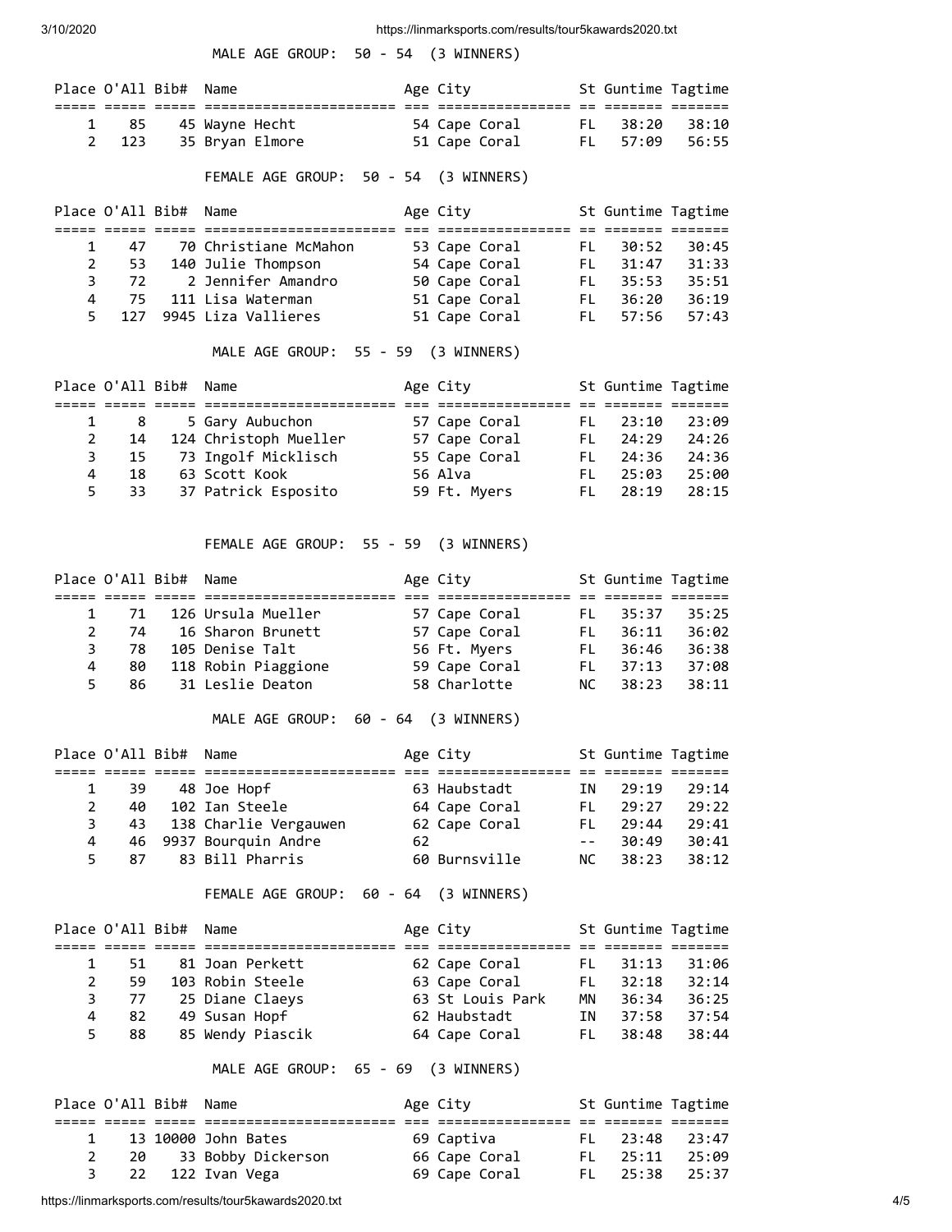MALE AGE GROUP: 50 - 54 (3 WINNERS)

| Place | O'All | Bib# | Name | Age | City | St | Guntime | Tagtime |
|---|---|---|---|---|---|---|---|---|
| 1 | 85 | 45 | Wayne Hecht | 54 | Cape Coral | FL | 38:20 | 38:10 |
| 2 | 123 | 35 | Bryan Elmore | 51 | Cape Coral | FL | 57:09 | 56:55 |

FEMALE AGE GROUP: 50 - 54 (3 WINNERS)

| Place | O'All | Bib# | Name | Age | City | St | Guntime | Tagtime |
|---|---|---|---|---|---|---|---|---|
| 1 | 47 | 70 | Christiane McMahon | 53 | Cape Coral | FL | 30:52 | 30:45 |
| 2 | 53 | 140 | Julie Thompson | 54 | Cape Coral | FL | 31:47 | 31:33 |
| 3 | 72 | 2 | Jennifer Amandro | 50 | Cape Coral | FL | 35:53 | 35:51 |
| 4 | 75 | 111 | Lisa Waterman | 51 | Cape Coral | FL | 36:20 | 36:19 |
| 5 | 127 | 9945 | Liza Vallieres | 51 | Cape Coral | FL | 57:56 | 57:43 |

MALE AGE GROUP: 55 - 59 (3 WINNERS)

| Place | O'All | Bib# | Name | Age | City | St | Guntime | Tagtime |
|---|---|---|---|---|---|---|---|---|
| 1 | 8 | 5 | Gary Aubuchon | 57 | Cape Coral | FL | 23:10 | 23:09 |
| 2 | 14 | 124 | Christoph Mueller | 57 | Cape Coral | FL | 24:29 | 24:26 |
| 3 | 15 | 73 | Ingolf Micklisch | 55 | Cape Coral | FL | 24:36 | 24:36 |
| 4 | 18 | 63 | Scott Kook | 56 | Alva | FL | 25:03 | 25:00 |
| 5 | 33 | 37 | Patrick Esposito | 59 | Ft. Myers | FL | 28:19 | 28:15 |

FEMALE AGE GROUP: 55 - 59 (3 WINNERS)

| Place | O'All | Bib# | Name | Age | City | St | Guntime | Tagtime |
|---|---|---|---|---|---|---|---|---|
| 1 | 71 | 126 | Ursula Mueller | 57 | Cape Coral | FL | 35:37 | 35:25 |
| 2 | 74 | 16 | Sharon Brunett | 57 | Cape Coral | FL | 36:11 | 36:02 |
| 3 | 78 | 105 | Denise Talt | 56 | Ft. Myers | FL | 36:46 | 36:38 |
| 4 | 80 | 118 | Robin Piaggione | 59 | Cape Coral | FL | 37:13 | 37:08 |
| 5 | 86 | 31 | Leslie Deaton | 58 | Charlotte | NC | 38:23 | 38:11 |

MALE AGE GROUP: 60 - 64 (3 WINNERS)

| Place | O'All | Bib# | Name | Age | City | St | Guntime | Tagtime |
|---|---|---|---|---|---|---|---|---|
| 1 | 39 | 48 | Joe Hopf | 63 | Haubstadt | IN | 29:19 | 29:14 |
| 2 | 40 | 102 | Ian Steele | 64 | Cape Coral | FL | 29:27 | 29:22 |
| 3 | 43 | 138 | Charlie Vergauwen | 62 | Cape Coral | FL | 29:44 | 29:41 |
| 4 | 46 | 9937 | Bourquin Andre | 62 | | -- | 30:49 | 30:41 |
| 5 | 87 | 83 | Bill Pharris | 60 | Burnsville | NC | 38:23 | 38:12 |

FEMALE AGE GROUP: 60 - 64 (3 WINNERS)

| Place | O'All | Bib# | Name | Age | City | St | Guntime | Tagtime |
|---|---|---|---|---|---|---|---|---|
| 1 | 51 | 81 | Joan Perkett | 62 | Cape Coral | FL | 31:13 | 31:06 |
| 2 | 59 | 103 | Robin Steele | 63 | Cape Coral | FL | 32:18 | 32:14 |
| 3 | 77 | 25 | Diane Claeys | 63 | St Louis Park | MN | 36:34 | 36:25 |
| 4 | 82 | 49 | Susan Hopf | 62 | Haubstadt | IN | 37:58 | 37:54 |
| 5 | 88 | 85 | Wendy Piascik | 64 | Cape Coral | FL | 38:48 | 38:44 |

MALE AGE GROUP: 65 - 69 (3 WINNERS)

| Place | O'All | Bib# | Name | Age | City | St | Guntime | Tagtime |
|---|---|---|---|---|---|---|---|---|
| 1 | 13 | 10000 | John Bates | 69 | Captiva | FL | 23:48 | 23:47 |
| 2 | 20 | 33 | Bobby Dickerson | 66 | Cape Coral | FL | 25:11 | 25:09 |
| 3 | 22 | 122 | Ivan Vega | 69 | Cape Coral | FL | 25:38 | 25:37 |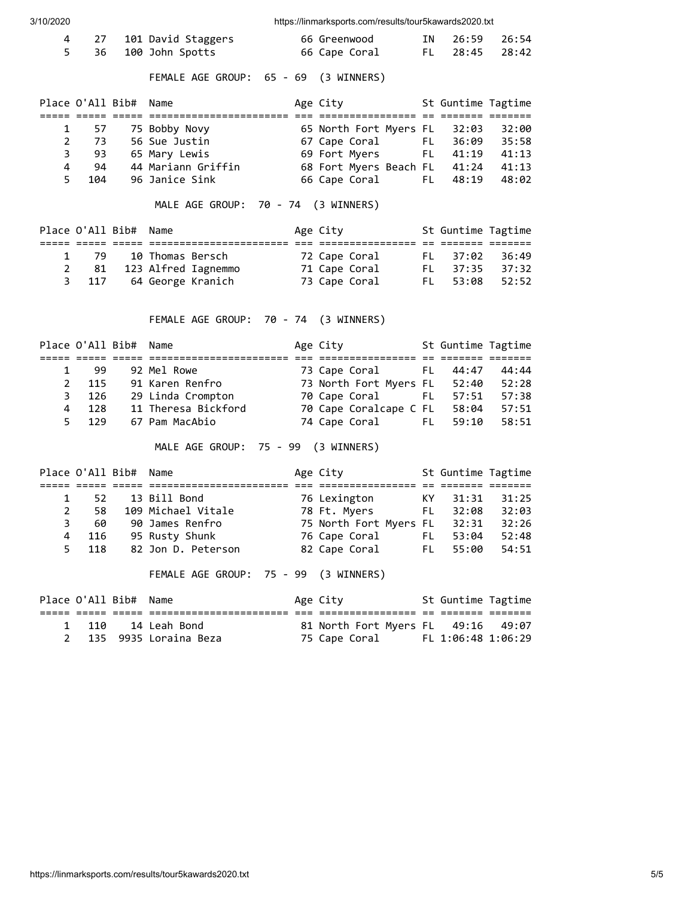| Place | O'All | Bib# | Name | Age | City | St | Guntime | Tagtime |
|---|---|---|---|---|---|---|---|---|
| 4 | 27 | 101 | David Staggers | 66 | Greenwood | IN | 26:59 | 26:54 |
| 5 | 36 | 100 | John Spotts | 66 | Cape Coral | FL | 28:45 | 28:42 |

FEMALE AGE GROUP: 65 - 69 (3 WINNERS)

| Place | O'All | Bib# | Name | Age | City | St | Guntime | Tagtime |
|---|---|---|---|---|---|---|---|---|
| 1 | 57 | 75 | Bobby Novy | 65 | North Fort Myers | FL | 32:03 | 32:00 |
| 2 | 73 | 56 | Sue Justin | 67 | Cape Coral | FL | 36:09 | 35:58 |
| 3 | 93 | 65 | Mary Lewis | 69 | Fort Myers | FL | 41:19 | 41:13 |
| 4 | 94 | 44 | Mariann Griffin | 68 | Fort Myers Beach | FL | 41:24 | 41:13 |
| 5 | 104 | 96 | Janice Sink | 66 | Cape Coral | FL | 48:19 | 48:02 |

MALE AGE GROUP: 70 - 74 (3 WINNERS)

| Place | O'All | Bib# | Name | Age | City | St | Guntime | Tagtime |
|---|---|---|---|---|---|---|---|---|
| 1 | 79 | 10 | Thomas Bersch | 72 | Cape Coral | FL | 37:02 | 36:49 |
| 2 | 81 | 123 | Alfred Iagnemmo | 71 | Cape Coral | FL | 37:35 | 37:32 |
| 3 | 117 | 64 | George Kranich | 73 | Cape Coral | FL | 53:08 | 52:52 |

FEMALE AGE GROUP: 70 - 74 (3 WINNERS)

| Place | O'All | Bib# | Name | Age | City | St | Guntime | Tagtime |
|---|---|---|---|---|---|---|---|---|
| 1 | 99 | 92 | Mel Rowe | 73 | Cape Coral | FL | 44:47 | 44:44 |
| 2 | 115 | 91 | Karen Renfro | 73 | North Fort Myers | FL | 52:40 | 52:28 |
| 3 | 126 | 29 | Linda Crompton | 70 | Cape Coral | FL | 57:51 | 57:38 |
| 4 | 128 | 11 | Theresa Bickford | 70 | Cape Coralcape C | FL | 58:04 | 57:51 |
| 5 | 129 | 67 | Pam MacAbio | 74 | Cape Coral | FL | 59:10 | 58:51 |

MALE AGE GROUP: 75 - 99 (3 WINNERS)

| Place | O'All | Bib# | Name | Age | City | St | Guntime | Tagtime |
|---|---|---|---|---|---|---|---|---|
| 1 | 52 | 13 | Bill Bond | 76 | Lexington | KY | 31:31 | 31:25 |
| 2 | 58 | 109 | Michael Vitale | 78 | Ft. Myers | FL | 32:08 | 32:03 |
| 3 | 60 | 90 | James Renfro | 75 | North Fort Myers | FL | 32:31 | 32:26 |
| 4 | 116 | 95 | Rusty Shunk | 76 | Cape Coral | FL | 53:04 | 52:48 |
| 5 | 118 | 82 | Jon D. Peterson | 82 | Cape Coral | FL | 55:00 | 54:51 |

FEMALE AGE GROUP: 75 - 99 (3 WINNERS)

| Place | O'All | Bib# | Name | Age | City | St | Guntime | Tagtime |
|---|---|---|---|---|---|---|---|---|
| 1 | 110 | 14 | Leah Bond | 81 | North Fort Myers | FL | 49:16 | 49:07 |
| 2 | 135 | 9935 | Loraina Beza | 75 | Cape Coral | FL | 1:06:48 | 1:06:29 |